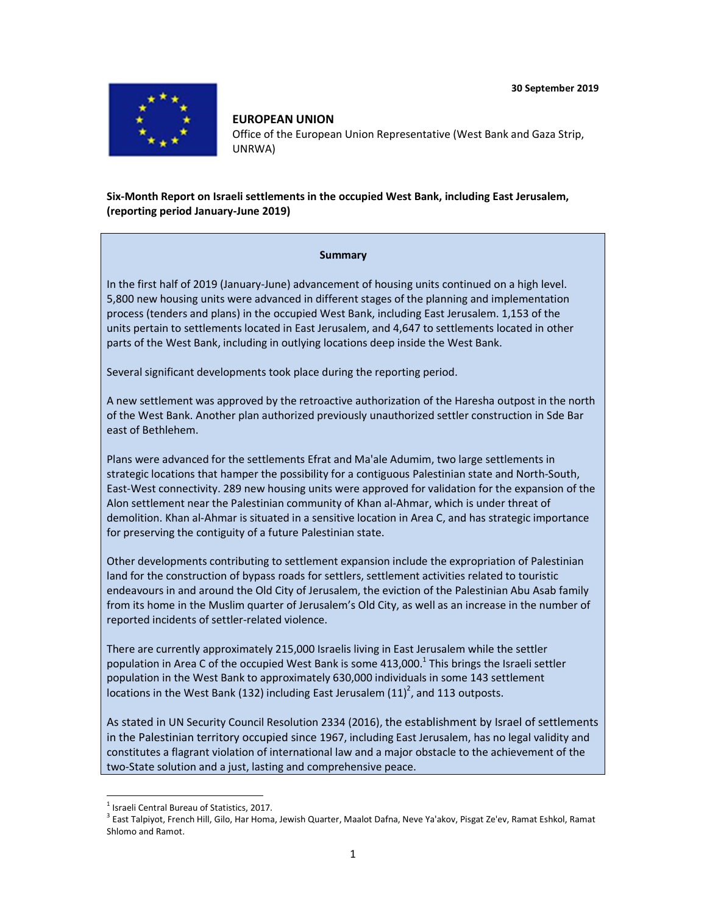30 September 2019

**EUROPEAN UNION**
Office of the European Union Representative (West Bank and Gaza Strip, UNRWA)

**Six-Month Report on Israeli settlements in the occupied West Bank, including East Jerusalem, (reporting period January-June 2019)**

**Summary**

In the first half of 2019 (January-June) advancement of housing units continued on a high level. 5,800 new housing units were advanced in different stages of the planning and implementation process (tenders and plans) in the occupied West Bank, including East Jerusalem. 1,153 of the units pertain to settlements located in East Jerusalem, and 4,647 to settlements located in other parts of the West Bank, including in outlying locations deep inside the West Bank.

Several significant developments took place during the reporting period.

A new settlement was approved by the retroactive authorization of the Haresha outpost in the north of the West Bank. Another plan authorized previously unauthorized settler construction in Sde Bar east of Bethlehem.

Plans were advanced for the settlements Efrat and Ma'ale Adumim, two large settlements in strategic locations that hamper the possibility for a contiguous Palestinian state and North-South, East-West connectivity. 289 new housing units were approved for validation for the expansion of the Alon settlement near the Palestinian community of Khan al-Ahmar, which is under threat of demolition. Khan al-Ahmar is situated in a sensitive location in Area C, and has strategic importance for preserving the contiguity of a future Palestinian state.

Other developments contributing to settlement expansion include the expropriation of Palestinian land for the construction of bypass roads for settlers, settlement activities related to touristic endeavours in and around the Old City of Jerusalem, the eviction of the Palestinian Abu Asab family from its home in the Muslim quarter of Jerusalem's Old City, as well as an increase in the number of reported incidents of settler-related violence.

There are currently approximately 215,000 Israelis living in East Jerusalem while the settler population in Area C of the occupied West Bank is some 413,000.[1] This brings the Israeli settler population in the West Bank to approximately 630,000 individuals in some 143 settlement locations in the West Bank (132) including East Jerusalem (11)[2], and 113 outposts.

As stated in UN Security Council Resolution 2334 (2016), the establishment by Israel of settlements in the Palestinian territory occupied since 1967, including East Jerusalem, has no legal validity and constitutes a flagrant violation of international law and a major obstacle to the achievement of the two-State solution and a just, lasting and comprehensive peace.

---

[1] Israeli Central Bureau of Statistics, 2017.

[3] East Talpiyot, French Hill, Gilo, Har Homa, Jewish Quarter, Maalot Dafna, Neve Ya'akov, Pisgat Ze'ev, Ramat Eshkol, Ramat Shlomo and Ramot.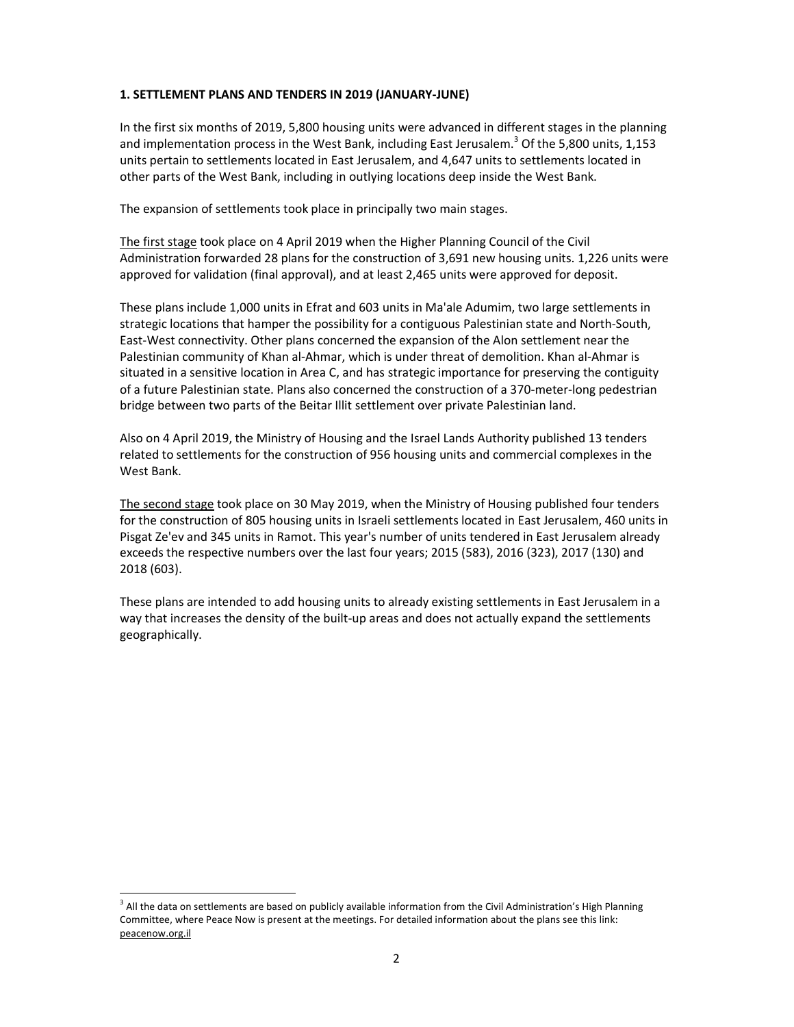**1. SETTLEMENT PLANS AND TENDERS IN 2019 (JANUARY-JUNE)**

In the first six months of 2019, 5,800 housing units were advanced in different stages in the planning and implementation process in the West Bank, including East Jerusalem.[3] Of the 5,800 units, 1,153 units pertain to settlements located in East Jerusalem, and 4,647 units to settlements located in other parts of the West Bank, including in outlying locations deep inside the West Bank.

The expansion of settlements took place in principally two main stages.

The first stage took place on 4 April 2019 when the Higher Planning Council of the Civil Administration forwarded 28 plans for the construction of 3,691 new housing units. 1,226 units were approved for validation (final approval), and at least 2,465 units were approved for deposit.

These plans include 1,000 units in Efrat and 603 units in Ma'ale Adumim, two large settlements in strategic locations that hamper the possibility for a contiguous Palestinian state and North-South, East-West connectivity. Other plans concerned the expansion of the Alon settlement near the Palestinian community of Khan al-Ahmar, which is under threat of demolition. Khan al-Ahmar is situated in a sensitive location in Area C, and has strategic importance for preserving the contiguity of a future Palestinian state. Plans also concerned the construction of a 370-meter-long pedestrian bridge between two parts of the Beitar Illit settlement over private Palestinian land.

Also on 4 April 2019, the Ministry of Housing and the Israel Lands Authority published 13 tenders related to settlements for the construction of 956 housing units and commercial complexes in the West Bank.

The second stage took place on 30 May 2019, when the Ministry of Housing published four tenders for the construction of 805 housing units in Israeli settlements located in East Jerusalem, 460 units in Pisgat Ze'ev and 345 units in Ramot. This year's number of units tendered in East Jerusalem already exceeds the respective numbers over the last four years; 2015 (583), 2016 (323), 2017 (130) and 2018 (603).

These plans are intended to add housing units to already existing settlements in East Jerusalem in a way that increases the density of the built-up areas and does not actually expand the settlements geographically.

[3] All the data on settlements are based on publicly available information from the Civil Administration's High Planning Committee, where Peace Now is present at the meetings. For detailed information about the plans see this link: peacenow.org.il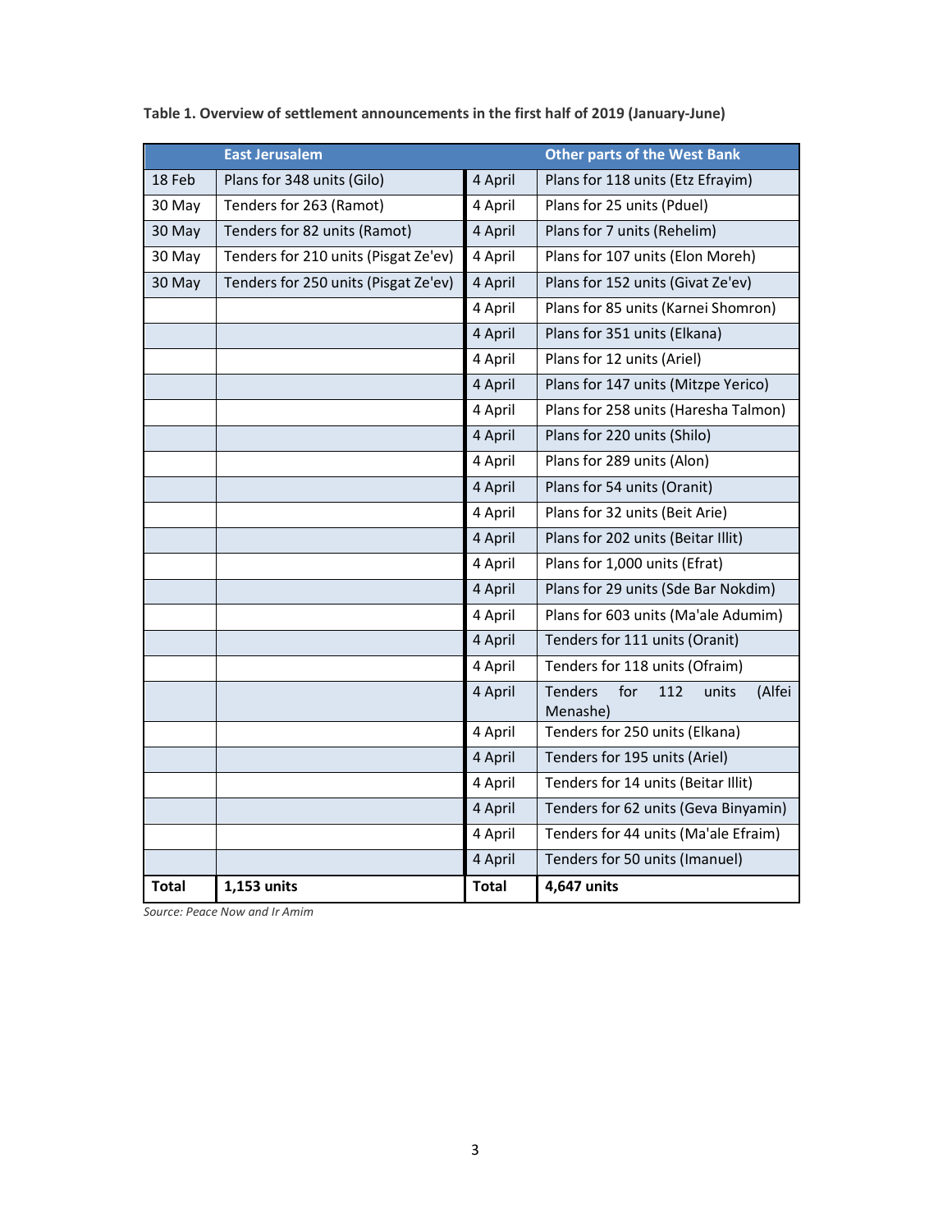**Table 1. Overview of settlement announcements in the first half of 2019 (January-June)**

| | East Jerusalem | | Other parts of the West Bank |
|---|---|---|---|
| 18 Feb | Plans for 348 units (Gilo) | 4 April | Plans for 118 units (Etz Efrayim) |
| 30 May | Tenders for 263 (Ramot) | 4 April | Plans for 25 units (Pduel) |
| 30 May | Tenders for 82 units (Ramot) | 4 April | Plans for 7 units (Rehelim) |
| 30 May | Tenders for 210 units (Pisgat Ze'ev) | 4 April | Plans for 107 units (Elon Moreh) |
| 30 May | Tenders for 250 units (Pisgat Ze'ev) | 4 April | Plans for 152 units (Givat Ze'ev) |
| | | 4 April | Plans for 85 units (Karnei Shomron) |
| | | 4 April | Plans for 351 units (Elkana) |
| | | 4 April | Plans for 12 units (Ariel) |
| | | 4 April | Plans for 147 units (Mitzpe Yerico) |
| | | 4 April | Plans for 258 units (Haresha Talmon) |
| | | 4 April | Plans for 220 units (Shilo) |
| | | 4 April | Plans for 289 units (Alon) |
| | | 4 April | Plans for 54 units (Oranit) |
| | | 4 April | Plans for 32 units (Beit Arie) |
| | | 4 April | Plans for 202 units (Beitar Illit) |
| | | 4 April | Plans for 1,000 units (Efrat) |
| | | 4 April | Plans for 29 units (Sde Bar Nokdim) |
| | | 4 April | Plans for 603 units (Ma'ale Adumim) |
| | | 4 April | Tenders for 111 units (Oranit) |
| | | 4 April | Tenders for 118 units (Ofraim) |
| | | 4 April | Tenders for 112 units (Alfei Menashe) |
| | | 4 April | Tenders for 250 units (Elkana) |
| | | 4 April | Tenders for 195 units (Ariel) |
| | | 4 April | Tenders for 14 units (Beitar Illit) |
| | | 4 April | Tenders for 62 units (Geva Binyamin) |
| | | 4 April | Tenders for 44 units (Ma'ale Efraim) |
| | | 4 April | Tenders for 50 units (Imanuel) |
| **Total** | **1,153 units** | **Total** | **4,647 units** |

*Source: Peace Now and Ir Amim*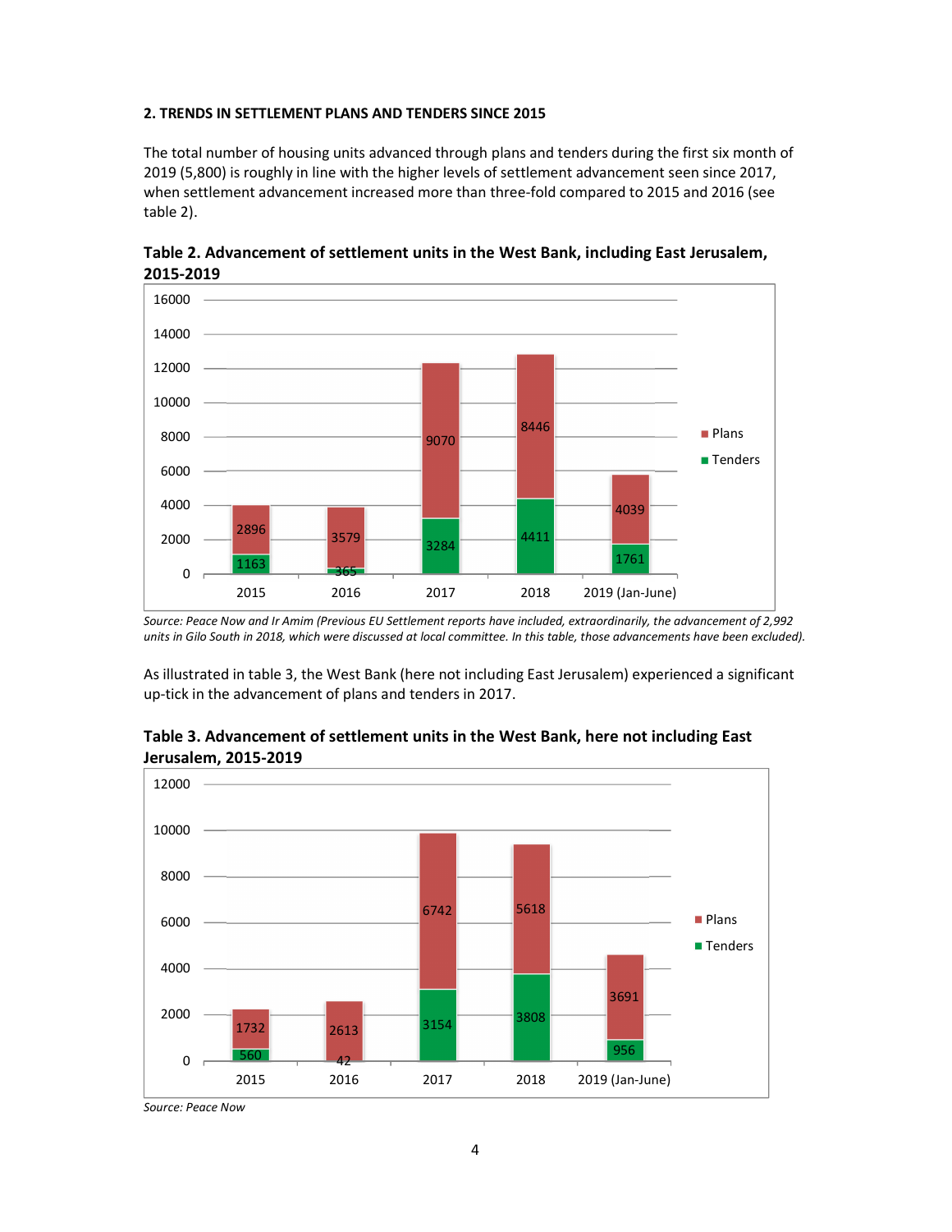**2. TRENDS IN SETTLEMENT PLANS AND TENDERS SINCE 2015**

The total number of housing units advanced through plans and tenders during the first six month of 2019 (5,800) is roughly in line with the higher levels of settlement advancement seen since 2017, when settlement advancement increased more than three-fold compared to 2015 and 2016 (see table 2).

**Table 2. Advancement of settlement units in the West Bank, including East Jerusalem, 2015-2019**

16000
14000
12000
10000
8000
6000
4000
2000
0

2015: 2896, 1163
2016: 3579, 365
2017: 9070, 3284
2018: 8446, 4411
2019 (Jan-June): 4039, 1761

Plans
Tenders

*Source: Peace Now and Ir Amim (Previous EU Settlement reports have included, extraordinarily, the advancement of 2,992 units in Gilo South in 2018, which were discussed at local committee. In this table, those advancements have been excluded).*

As illustrated in table 3, the West Bank (here not including East Jerusalem) experienced a significant up-tick in the advancement of plans and tenders in 2017.

**Table 3. Advancement of settlement units in the West Bank, here not including East Jerusalem, 2015-2019**

12000
10000
8000
6000
4000
2000
0

2015: 1732, 560
2016: 2613, 42
2017: 6742, 3154
2018: 5618, 3808
2019 (Jan-June): 3691, 956

Plans
Tenders

*Source: Peace Now*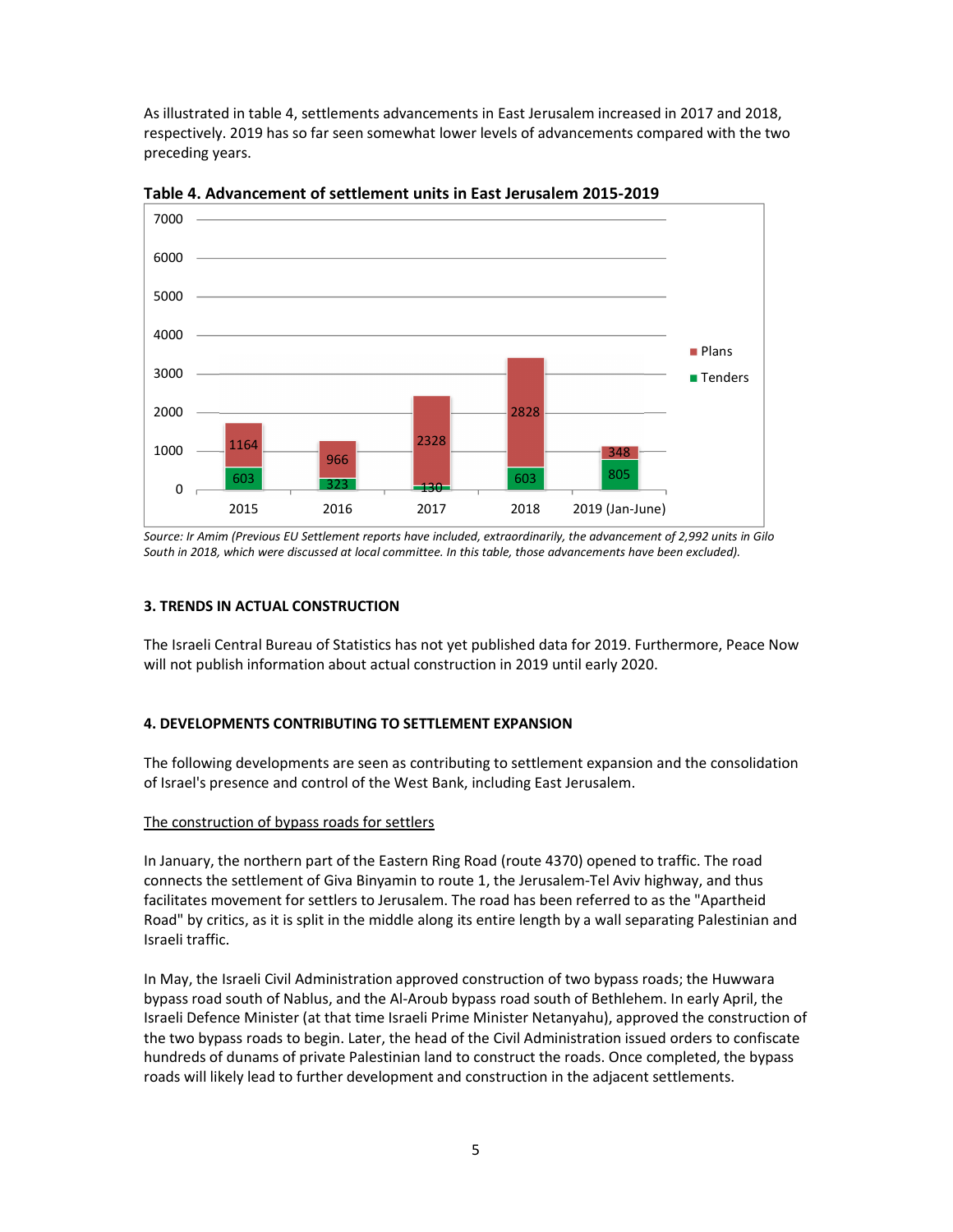As illustrated in table 4, settlements advancements in East Jerusalem increased in 2017 and 2018, respectively. 2019 has so far seen somewhat lower levels of advancements compared with the two preceding years.

**Table 4. Advancement of settlement units in East Jerusalem 2015-2019**

7000
6000
5000
4000
3000
2000
1000
0

Plans
Tenders

2015: 1164, 603
2016: 966, 323
2017: 2328, 130
2018: 2828, 603
2019 (Jan-June): 348, 805

*Source: Ir Amim (Previous EU Settlement reports have included, extraordinarily, the advancement of 2,992 units in Gilo South in 2018, which were discussed at local committee. In this table, those advancements have been excluded).*

**3. TRENDS IN ACTUAL CONSTRUCTION**

The Israeli Central Bureau of Statistics has not yet published data for 2019. Furthermore, Peace Now will not publish information about actual construction in 2019 until early 2020.

**4. DEVELOPMENTS CONTRIBUTING TO SETTLEMENT EXPANSION**

The following developments are seen as contributing to settlement expansion and the consolidation of Israel's presence and control of the West Bank, including East Jerusalem.

<u>The construction of bypass roads for settlers</u>

In January, the northern part of the Eastern Ring Road (route 4370) opened to traffic. The road connects the settlement of Giva Binyamin to route 1, the Jerusalem-Tel Aviv highway, and thus facilitates movement for settlers to Jerusalem. The road has been referred to as the "Apartheid Road" by critics, as it is split in the middle along its entire length by a wall separating Palestinian and Israeli traffic.

In May, the Israeli Civil Administration approved construction of two bypass roads; the Huwwara bypass road south of Nablus, and the Al-Aroub bypass road south of Bethlehem. In early April, the Israeli Defence Minister (at that time Israeli Prime Minister Netanyahu), approved the construction of the two bypass roads to begin. Later, the head of the Civil Administration issued orders to confiscate hundreds of dunams of private Palestinian land to construct the roads. Once completed, the bypass roads will likely lead to further development and construction in the adjacent settlements.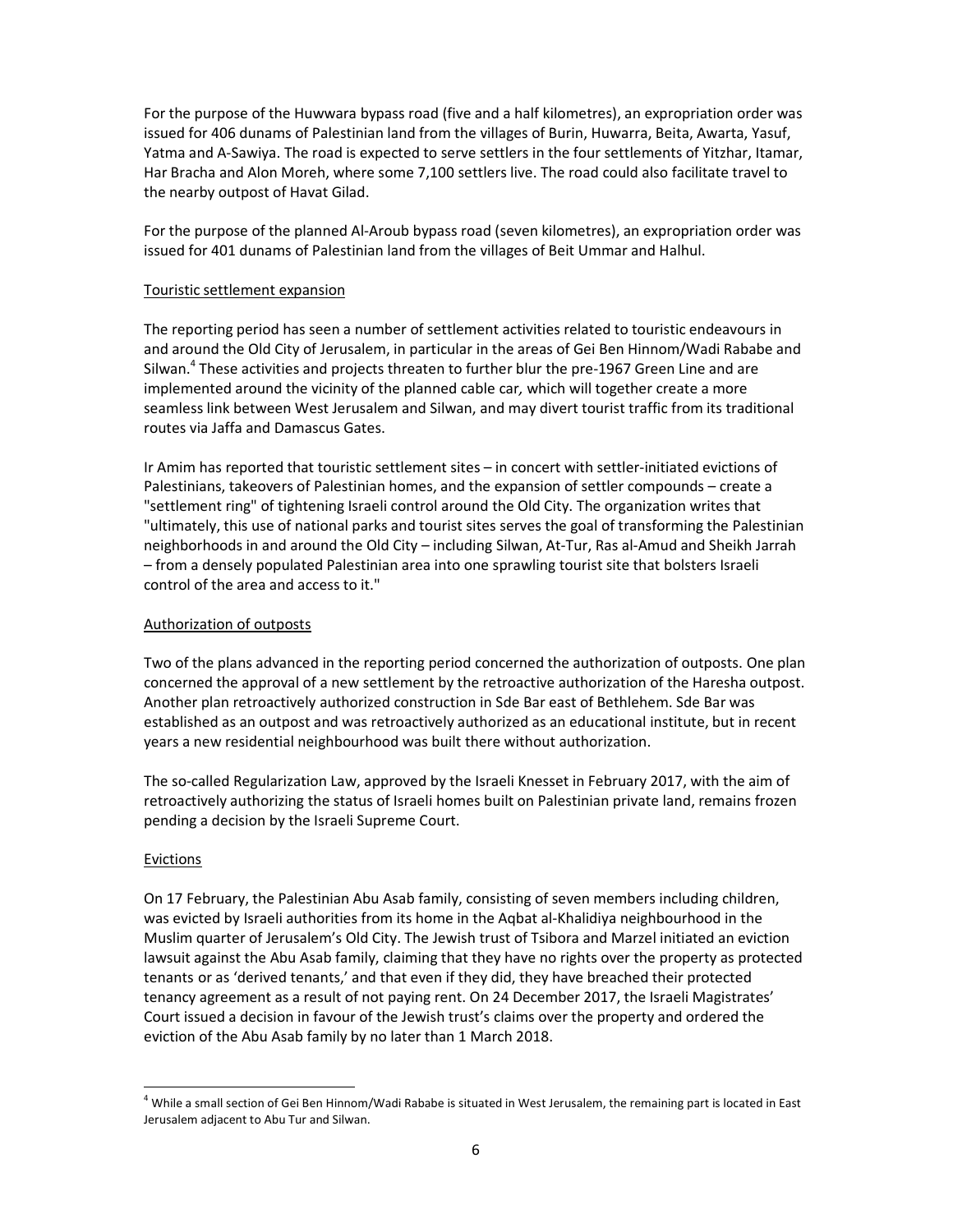For the purpose of the Huwwara bypass road (five and a half kilometres), an expropriation order was issued for 406 dunams of Palestinian land from the villages of Burin, Huwarra, Beita, Awarta, Yasuf, Yatma and A-Sawiya. The road is expected to serve settlers in the four settlements of Yitzhar, Itamar, Har Bracha and Alon Moreh, where some 7,100 settlers live. The road could also facilitate travel to the nearby outpost of Havat Gilad.

For the purpose of the planned Al-Aroub bypass road (seven kilometres), an expropriation order was issued for 401 dunams of Palestinian land from the villages of Beit Ummar and Halhul.

Touristic settlement expansion

The reporting period has seen a number of settlement activities related to touristic endeavours in and around the Old City of Jerusalem, in particular in the areas of Gei Ben Hinnom/Wadi Rababe and Silwan.[4] These activities and projects threaten to further blur the pre-1967 Green Line and are implemented around the vicinity of the planned cable car, which will together create a more seamless link between West Jerusalem and Silwan, and may divert tourist traffic from its traditional routes via Jaffa and Damascus Gates.

Ir Amim has reported that touristic settlement sites – in concert with settler-initiated evictions of Palestinians, takeovers of Palestinian homes, and the expansion of settler compounds – create a "settlement ring" of tightening Israeli control around the Old City. The organization writes that "ultimately, this use of national parks and tourist sites serves the goal of transforming the Palestinian neighborhoods in and around the Old City – including Silwan, At-Tur, Ras al-Amud and Sheikh Jarrah – from a densely populated Palestinian area into one sprawling tourist site that bolsters Israeli control of the area and access to it."

Authorization of outposts

Two of the plans advanced in the reporting period concerned the authorization of outposts. One plan concerned the approval of a new settlement by the retroactive authorization of the Haresha outpost. Another plan retroactively authorized construction in Sde Bar east of Bethlehem. Sde Bar was established as an outpost and was retroactively authorized as an educational institute, but in recent years a new residential neighbourhood was built there without authorization.

The so-called Regularization Law, approved by the Israeli Knesset in February 2017, with the aim of retroactively authorizing the status of Israeli homes built on Palestinian private land, remains frozen pending a decision by the Israeli Supreme Court.

Evictions

On 17 February, the Palestinian Abu Asab family, consisting of seven members including children, was evicted by Israeli authorities from its home in the Aqbat al-Khalidiya neighbourhood in the Muslim quarter of Jerusalem's Old City. The Jewish trust of Tsibora and Marzel initiated an eviction lawsuit against the Abu Asab family, claiming that they have no rights over the property as protected tenants or as 'derived tenants,' and that even if they did, they have breached their protected tenancy agreement as a result of not paying rent. On 24 December 2017, the Israeli Magistrates' Court issued a decision in favour of the Jewish trust's claims over the property and ordered the eviction of the Abu Asab family by no later than 1 March 2018.

---

[4] While a small section of Gei Ben Hinnom/Wadi Rababe is situated in West Jerusalem, the remaining part is located in East Jerusalem adjacent to Abu Tur and Silwan.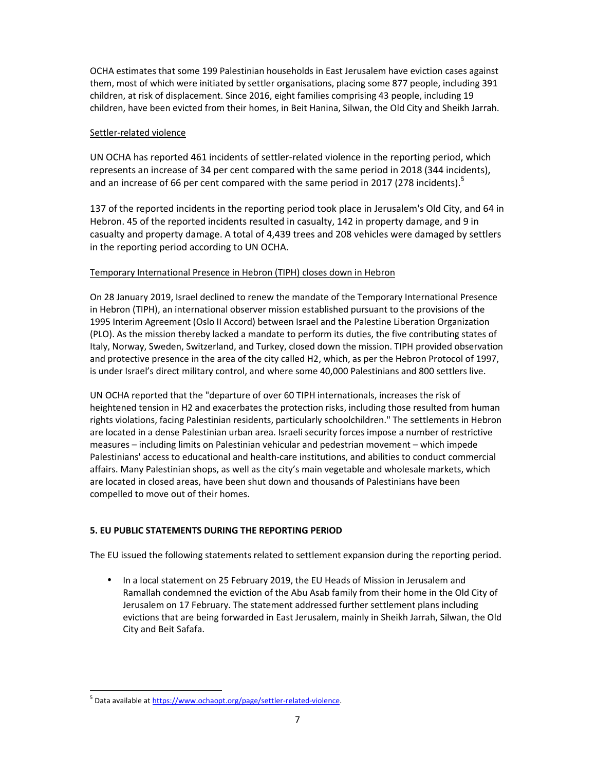OCHA estimates that some 199 Palestinian households in East Jerusalem have eviction cases against them, most of which were initiated by settler organisations, placing some 877 people, including 391 children, at risk of displacement. Since 2016, eight families comprising 43 people, including 19 children, have been evicted from their homes, in Beit Hanina, Silwan, the Old City and Sheikh Jarrah.

Settler-related violence

UN OCHA has reported 461 incidents of settler-related violence in the reporting period, which represents an increase of 34 per cent compared with the same period in 2018 (344 incidents), and an increase of 66 per cent compared with the same period in 2017 (278 incidents).[5]

137 of the reported incidents in the reporting period took place in Jerusalem's Old City, and 64 in Hebron. 45 of the reported incidents resulted in casualty, 142 in property damage, and 9 in casualty and property damage. A total of 4,439 trees and 208 vehicles were damaged by settlers in the reporting period according to UN OCHA.

Temporary International Presence in Hebron (TIPH) closes down in Hebron

On 28 January 2019, Israel declined to renew the mandate of the Temporary International Presence in Hebron (TIPH), an international observer mission established pursuant to the provisions of the 1995 Interim Agreement (Oslo II Accord) between Israel and the Palestine Liberation Organization (PLO). As the mission thereby lacked a mandate to perform its duties, the five contributing states of Italy, Norway, Sweden, Switzerland, and Turkey, closed down the mission. TIPH provided observation and protective presence in the area of the city called H2, which, as per the Hebron Protocol of 1997, is under Israel's direct military control, and where some 40,000 Palestinians and 800 settlers live.

UN OCHA reported that the "departure of over 60 TIPH internationals, increases the risk of heightened tension in H2 and exacerbates the protection risks, including those resulted from human rights violations, facing Palestinian residents, particularly schoolchildren." The settlements in Hebron are located in a dense Palestinian urban area. Israeli security forces impose a number of restrictive measures – including limits on Palestinian vehicular and pedestrian movement – which impede Palestinians' access to educational and health-care institutions, and abilities to conduct commercial affairs. Many Palestinian shops, as well as the city's main vegetable and wholesale markets, which are located in closed areas, have been shut down and thousands of Palestinians have been compelled to move out of their homes.

## 5. EU PUBLIC STATEMENTS DURING THE REPORTING PERIOD

The EU issued the following statements related to settlement expansion during the reporting period.

- In a local statement on 25 February 2019, the EU Heads of Mission in Jerusalem and Ramallah condemned the eviction of the Abu Asab family from their home in the Old City of Jerusalem on 17 February. The statement addressed further settlement plans including evictions that are being forwarded in East Jerusalem, mainly in Sheikh Jarrah, Silwan, the Old City and Beit Safafa.

[5] Data available at https://www.ochaopt.org/page/settler-related-violence.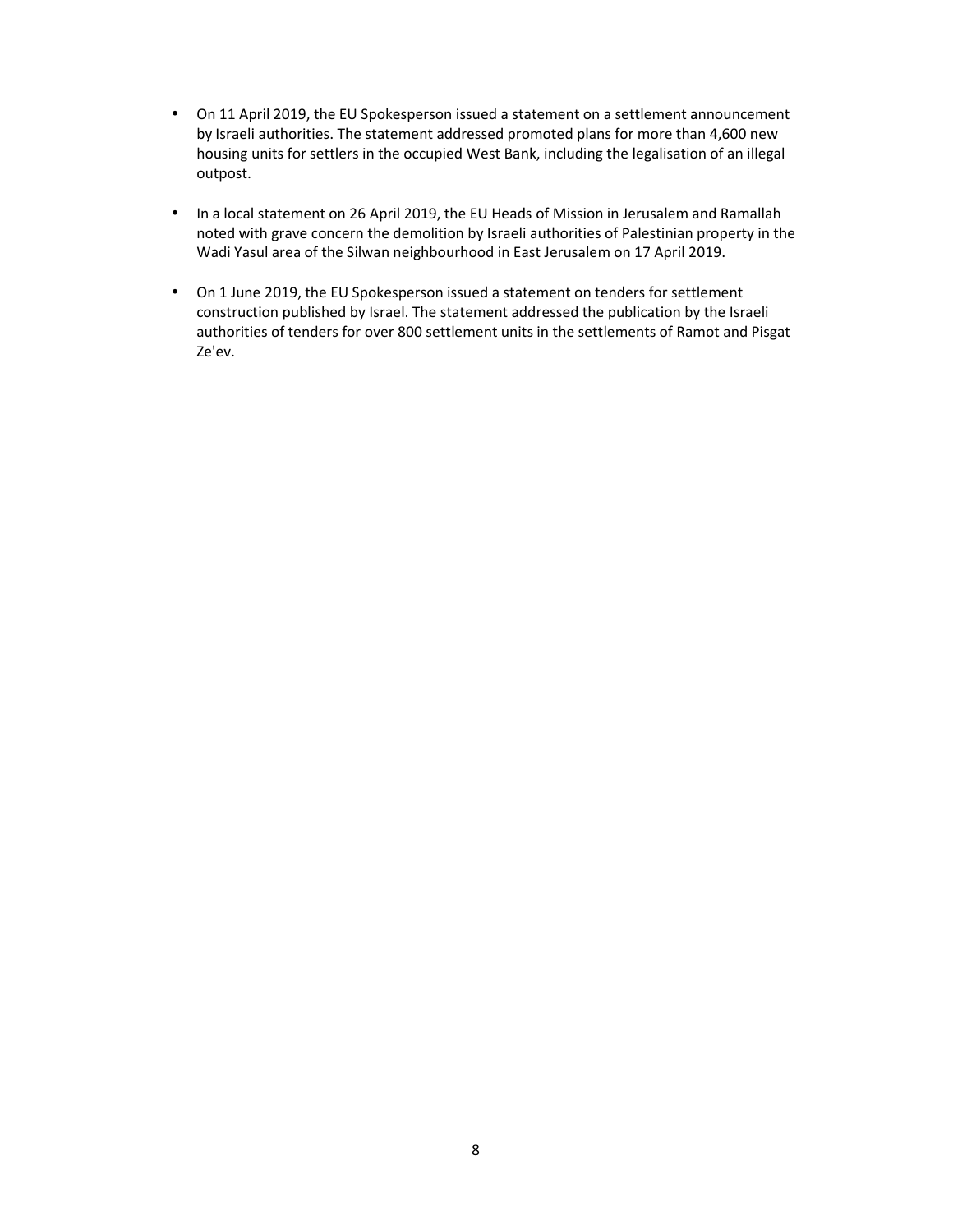- On 11 April 2019, the EU Spokesperson issued a statement on a settlement announcement by Israeli authorities. The statement addressed promoted plans for more than 4,600 new housing units for settlers in the occupied West Bank, including the legalisation of an illegal outpost.

- In a local statement on 26 April 2019, the EU Heads of Mission in Jerusalem and Ramallah noted with grave concern the demolition by Israeli authorities of Palestinian property in the Wadi Yasul area of the Silwan neighbourhood in East Jerusalem on 17 April 2019.

- On 1 June 2019, the EU Spokesperson issued a statement on tenders for settlement construction published by Israel. The statement addressed the publication by the Israeli authorities of tenders for over 800 settlement units in the settlements of Ramot and Pisgat Ze'ev.